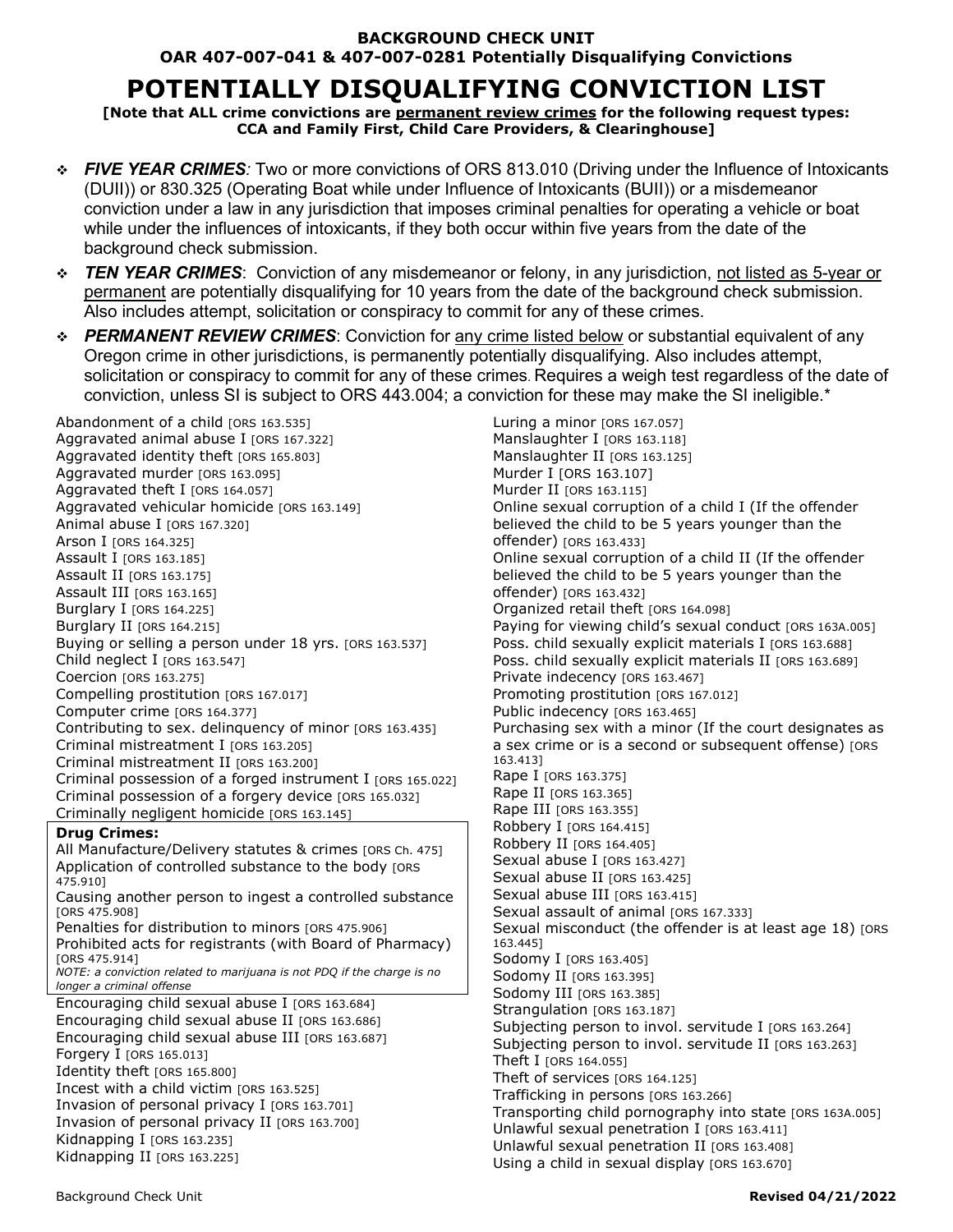**BACKGROUND CHECK UNIT**
**OAR 407-007-041 & 407-007-0281 Potentially Disqualifying Convictions**

# POTENTIALLY DISQUALIFYING CONVICTION LIST

**[Note that ALL crime convictions are permanent review crimes for the following request types: CCA and Family First, Child Care Providers, & Clearinghouse]**

- ***FIVE YEAR CRIMES:*** Two or more convictions of ORS 813.010 (Driving under the Influence of Intoxicants (DUII)) or 830.325 (Operating Boat while under Influence of Intoxicants (BUII)) or a misdemeanor conviction under a law in any jurisdiction that imposes criminal penalties for operating a vehicle or boat while under the influences of intoxicants, if they both occur within five years from the date of the background check submission.
- ***TEN YEAR CRIMES***: Conviction of any misdemeanor or felony, in any jurisdiction, not listed as 5-year or permanent are potentially disqualifying for 10 years from the date of the background check submission. Also includes attempt, solicitation or conspiracy to commit for any of these crimes.
- ***PERMANENT REVIEW CRIMES***: Conviction for any crime listed below or substantial equivalent of any Oregon crime in other jurisdictions, is permanently potentially disqualifying. Also includes attempt, solicitation or conspiracy to commit for any of these crimes. Requires a weigh test regardless of the date of conviction, unless SI is subject to ORS 443.004; a conviction for these may make the SI ineligible.*

Abandonment of a child [ORS 163.535]
Aggravated animal abuse I [ORS 167.322]
Aggravated identity theft [ORS 165.803]
Aggravated murder [ORS 163.095]
Aggravated theft I [ORS 164.057]
Aggravated vehicular homicide [ORS 163.149]
Animal abuse I [ORS 167.320]
Arson I [ORS 164.325]
Assault I [ORS 163.185]
Assault II [ORS 163.175]
Assault III [ORS 163.165]
Burglary I [ORS 164.225]
Burglary II [ORS 164.215]
Buying or selling a person under 18 yrs. [ORS 163.537]
Child neglect I [ORS 163.547]
Coercion [ORS 163.275]
Compelling prostitution [ORS 167.017]
Computer crime [ORS 164.377]
Contributing to sex. delinquency of minor [ORS 163.435]
Criminal mistreatment I [ORS 163.205]
Criminal mistreatment II [ORS 163.200]
Criminal possession of a forged instrument I [ORS 165.022]
Criminal possession of a forgery device [ORS 165.032]
Criminally negligent homicide [ORS 163.145]

**Drug Crimes:**
All Manufacture/Delivery statutes & crimes [ORS Ch. 475]
Application of controlled substance to the body [ORS 475.910]
Causing another person to ingest a controlled substance [ORS 475.908]
Penalties for distribution to minors [ORS 475.906]
Prohibited acts for registrants (with Board of Pharmacy) [ORS 475.914]
*NOTE: a conviction related to marijuana is not PDQ if the charge is no longer a criminal offense*

Encouraging child sexual abuse I [ORS 163.684]
Encouraging child sexual abuse II [ORS 163.686]
Encouraging child sexual abuse III [ORS 163.687]
Forgery I [ORS 165.013]
Identity theft [ORS 165.800]
Incest with a child victim [ORS 163.525]
Invasion of personal privacy I [ORS 163.701]
Invasion of personal privacy II [ORS 163.700]
Kidnapping I [ORS 163.235]
Kidnapping II [ORS 163.225]
Luring a minor [ORS 167.057]
Manslaughter I [ORS 163.118]
Manslaughter II [ORS 163.125]
Murder I [ORS 163.107]
Murder II [ORS 163.115]
Online sexual corruption of a child I (If the offender believed the child to be 5 years younger than the offender) [ORS 163.433]
Online sexual corruption of a child II (If the offender believed the child to be 5 years younger than the offender) [ORS 163.432]
Organized retail theft [ORS 164.098]
Paying for viewing child's sexual conduct [ORS 163A.005]
Poss. child sexually explicit materials I [ORS 163.688]
Poss. child sexually explicit materials II [ORS 163.689]
Private indecency [ORS 163.467]
Promoting prostitution [ORS 167.012]
Public indecency [ORS 163.465]
Purchasing sex with a minor (If the court designates as a sex crime or is a second or subsequent offense) [ORS 163.413]
Rape I [ORS 163.375]
Rape II [ORS 163.365]
Rape III [ORS 163.355]
Robbery I [ORS 164.415]
Robbery II [ORS 164.405]
Sexual abuse I [ORS 163.427]
Sexual abuse II [ORS 163.425]
Sexual abuse III [ORS 163.415]
Sexual assault of animal [ORS 167.333]
Sexual misconduct (the offender is at least age 18) [ORS 163.445]
Sodomy I [ORS 163.405]
Sodomy II [ORS 163.395]
Sodomy III [ORS 163.385]
Strangulation [ORS 163.187]
Subjecting person to invol. servitude I [ORS 163.264]
Subjecting person to invol. servitude II [ORS 163.263]
Theft I [ORS 164.055]
Theft of services [ORS 164.125]
Trafficking in persons [ORS 163.266]
Transporting child pornography into state [ORS 163A.005]
Unlawful sexual penetration I [ORS 163.411]
Unlawful sexual penetration II [ORS 163.408]
Using a child in sexual display [ORS 163.670]

Background Check Unit **Revised 04/21/2022**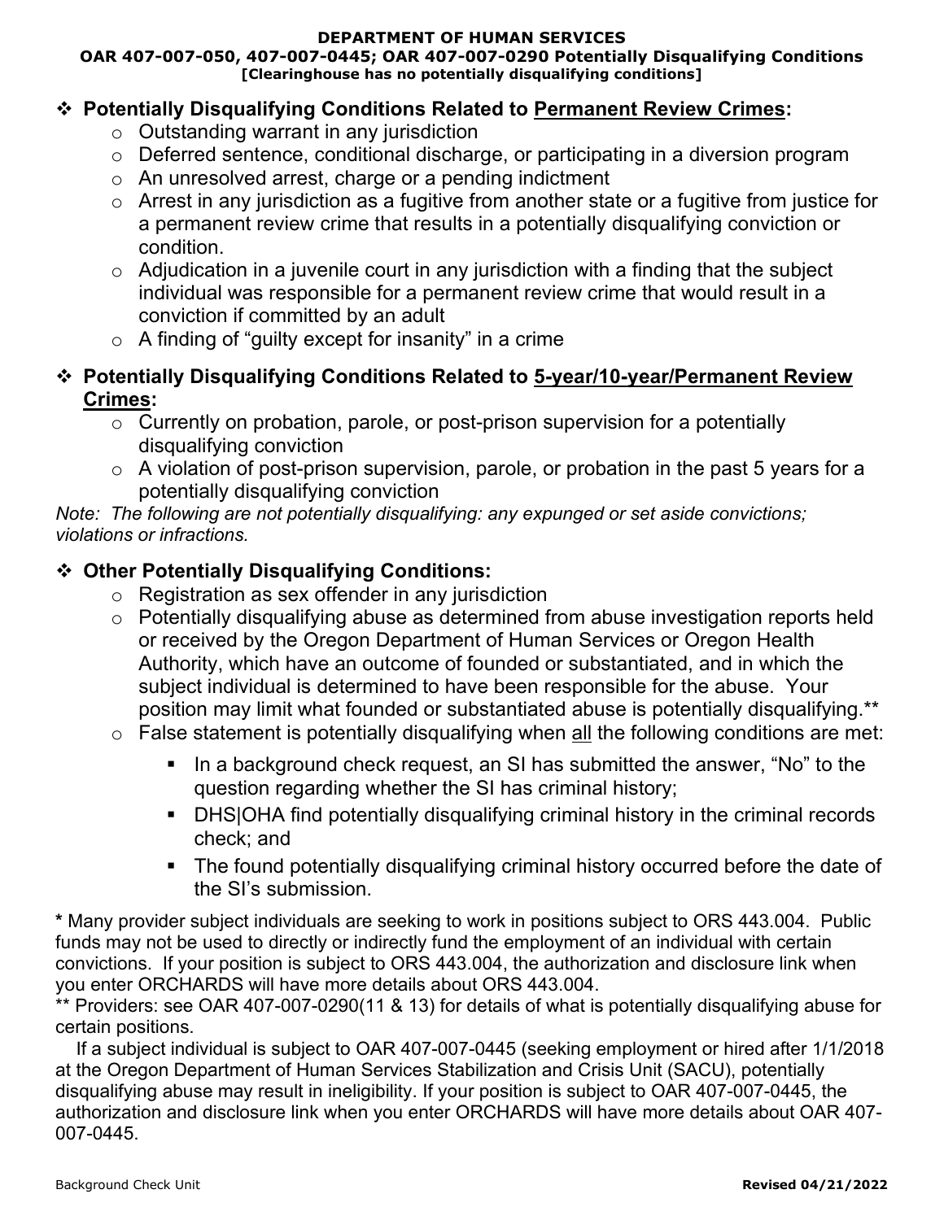**DEPARTMENT OF HUMAN SERVICES**
**OAR 407-007-050, 407-007-0445; OAR 407-007-0290 Potentially Disqualifying Conditions**
**[Clearinghouse has no potentially disqualifying conditions]**

## ❖ Potentially Disqualifying Conditions Related to Permanent Review Crimes:

- Outstanding warrant in any jurisdiction
- Deferred sentence, conditional discharge, or participating in a diversion program
- An unresolved arrest, charge or a pending indictment
- Arrest in any jurisdiction as a fugitive from another state or a fugitive from justice for a permanent review crime that results in a potentially disqualifying conviction or condition.
- Adjudication in a juvenile court in any jurisdiction with a finding that the subject individual was responsible for a permanent review crime that would result in a conviction if committed by an adult
- A finding of "guilty except for insanity" in a crime

## ❖ Potentially Disqualifying Conditions Related to 5-year/10-year/Permanent Review Crimes:

- Currently on probation, parole, or post-prison supervision for a potentially disqualifying conviction
- A violation of post-prison supervision, parole, or probation in the past 5 years for a potentially disqualifying conviction

*Note: The following are not potentially disqualifying: any expunged or set aside convictions; violations or infractions.*

## ❖ Other Potentially Disqualifying Conditions:

- Registration as sex offender in any jurisdiction
- Potentially disqualifying abuse as determined from abuse investigation reports held or received by the Oregon Department of Human Services or Oregon Health Authority, which have an outcome of founded or substantiated, and in which the subject individual is determined to have been responsible for the abuse. Your position may limit what founded or substantiated abuse is potentially disqualifying.**
- False statement is potentially disqualifying when all the following conditions are met:
  - In a background check request, an SI has submitted the answer, "No" to the question regarding whether the SI has criminal history;
  - DHS|OHA find potentially disqualifying criminal history in the criminal records check; and
  - The found potentially disqualifying criminal history occurred before the date of the SI's submission.

**\*** Many provider subject individuals are seeking to work in positions subject to ORS 443.004. Public funds may not be used to directly or indirectly fund the employment of an individual with certain convictions. If your position is subject to ORS 443.004, the authorization and disclosure link when you enter ORCHARDS will have more details about ORS 443.004.

** Providers: see OAR 407-007-0290(11 & 13) for details of what is potentially disqualifying abuse for certain positions.

If a subject individual is subject to OAR 407-007-0445 (seeking employment or hired after 1/1/2018 at the Oregon Department of Human Services Stabilization and Crisis Unit (SACU), potentially disqualifying abuse may result in ineligibility. If your position is subject to OAR 407-007-0445, the authorization and disclosure link when you enter ORCHARDS will have more details about OAR 407-007-0445.

Background Check Unit **Revised 04/21/2022**